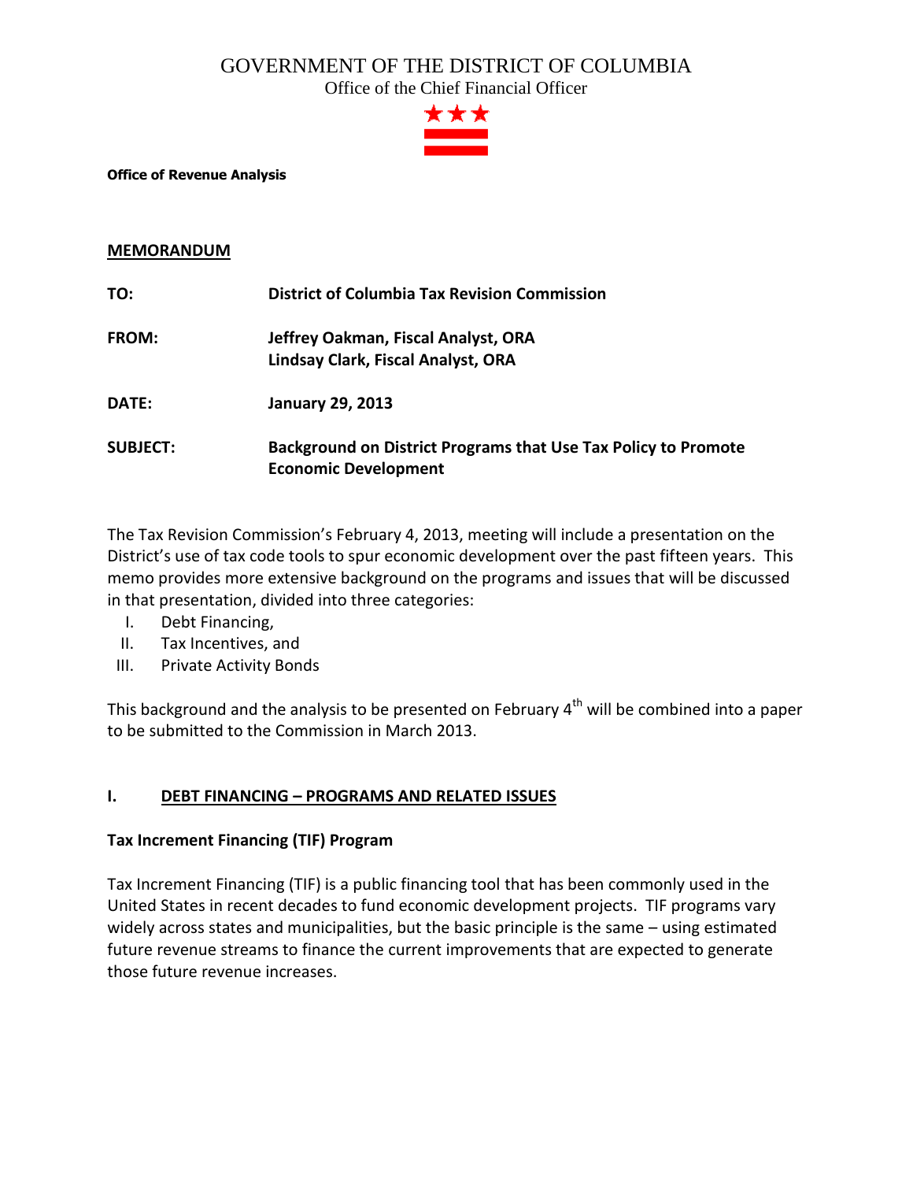# GOVERNMENT OF THE DISTRICT OF COLUMBIA

Office of the Chief Financial Officer

**Office of Revenue Analysis**

**MEMORANDUM**

| | |
|---|---|
| **TO:** | **District of Columbia Tax Revision Commission** |
| **FROM:** | **Jeffrey Oakman, Fiscal Analyst, ORA**<br>**Lindsay Clark, Fiscal Analyst, ORA** |
| **DATE:** | **January 29, 2013** |
| **SUBJECT:** | **Background on District Programs that Use Tax Policy to Promote Economic Development** |

The Tax Revision Commission's February 4, 2013, meeting will include a presentation on the District's use of tax code tools to spur economic development over the past fifteen years. This memo provides more extensive background on the programs and issues that will be discussed in that presentation, divided into three categories:

I. Debt Financing,
II. Tax Incentives, and
III. Private Activity Bonds

This background and the analysis to be presented on February 4th will be combined into a paper to be submitted to the Commission in March 2013.

## I. DEBT FINANCING – PROGRAMS AND RELATED ISSUES

### Tax Increment Financing (TIF) Program

Tax Increment Financing (TIF) is a public financing tool that has been commonly used in the United States in recent decades to fund economic development projects. TIF programs vary widely across states and municipalities, but the basic principle is the same – using estimated future revenue streams to finance the current improvements that are expected to generate those future revenue increases.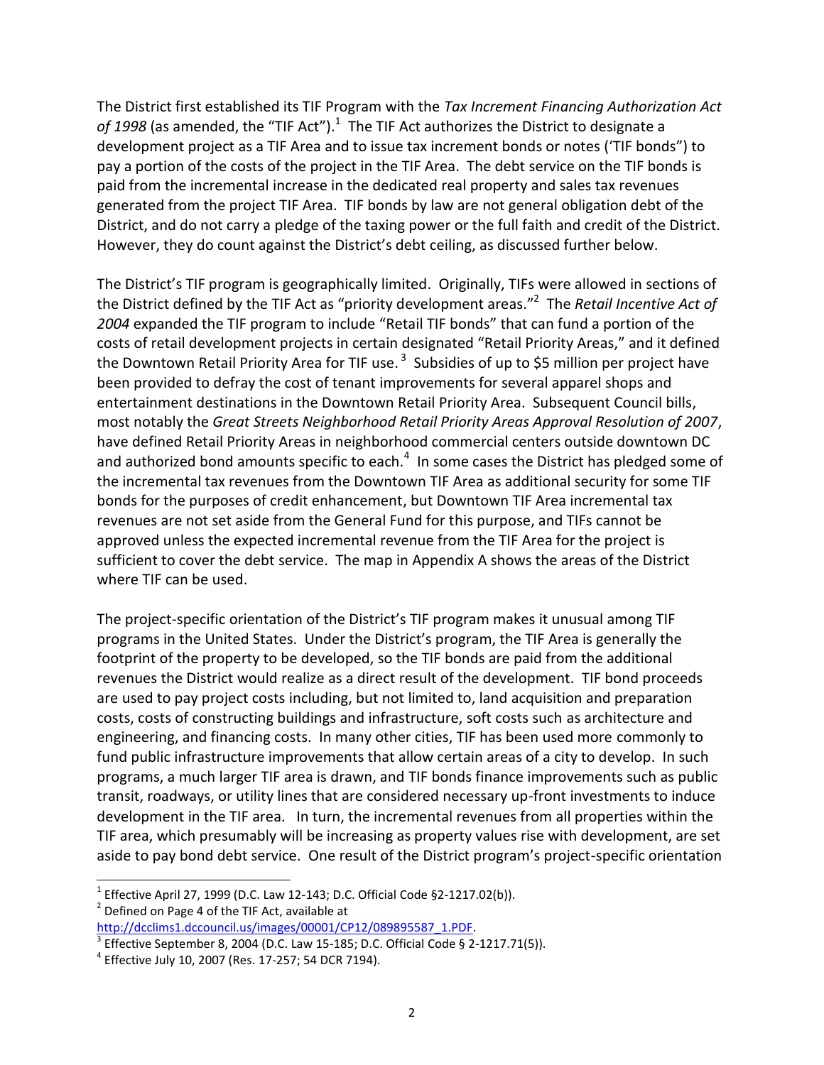The District first established its TIF Program with the *Tax Increment Financing Authorization Act of 1998* (as amended, the "TIF Act").[1] The TIF Act authorizes the District to designate a development project as a TIF Area and to issue tax increment bonds or notes ('TIF bonds") to pay a portion of the costs of the project in the TIF Area. The debt service on the TIF bonds is paid from the incremental increase in the dedicated real property and sales tax revenues generated from the project TIF Area. TIF bonds by law are not general obligation debt of the District, and do not carry a pledge of the taxing power or the full faith and credit of the District. However, they do count against the District's debt ceiling, as discussed further below.

The District's TIF program is geographically limited. Originally, TIFs were allowed in sections of the District defined by the TIF Act as "priority development areas."[2] The *Retail Incentive Act of 2004* expanded the TIF program to include "Retail TIF bonds" that can fund a portion of the costs of retail development projects in certain designated "Retail Priority Areas," and it defined the Downtown Retail Priority Area for TIF use.[3] Subsidies of up to $5 million per project have been provided to defray the cost of tenant improvements for several apparel shops and entertainment destinations in the Downtown Retail Priority Area. Subsequent Council bills, most notably the *Great Streets Neighborhood Retail Priority Areas Approval Resolution of 2007*, have defined Retail Priority Areas in neighborhood commercial centers outside downtown DC and authorized bond amounts specific to each.[4] In some cases the District has pledged some of the incremental tax revenues from the Downtown TIF Area as additional security for some TIF bonds for the purposes of credit enhancement, but Downtown TIF Area incremental tax revenues are not set aside from the General Fund for this purpose, and TIFs cannot be approved unless the expected incremental revenue from the TIF Area for the project is sufficient to cover the debt service. The map in Appendix A shows the areas of the District where TIF can be used.

The project-specific orientation of the District's TIF program makes it unusual among TIF programs in the United States. Under the District's program, the TIF Area is generally the footprint of the property to be developed, so the TIF bonds are paid from the additional revenues the District would realize as a direct result of the development. TIF bond proceeds are used to pay project costs including, but not limited to, land acquisition and preparation costs, costs of constructing buildings and infrastructure, soft costs such as architecture and engineering, and financing costs. In many other cities, TIF has been used more commonly to fund public infrastructure improvements that allow certain areas of a city to develop. In such programs, a much larger TIF area is drawn, and TIF bonds finance improvements such as public transit, roadways, or utility lines that are considered necessary up-front investments to induce development in the TIF area. In turn, the incremental revenues from all properties within the TIF area, which presumably will be increasing as property values rise with development, are set aside to pay bond debt service. One result of the District program's project-specific orientation

---

[1] Effective April 27, 1999 (D.C. Law 12-143; D.C. Official Code §2-1217.02(b)).

[2] Defined on Page 4 of the TIF Act, available at http://dcclims1.dccouncil.us/images/00001/CP12/089895587_1.PDF.

[3] Effective September 8, 2004 (D.C. Law 15-185; D.C. Official Code § 2-1217.71(5)).

[4] Effective July 10, 2007 (Res. 17-257; 54 DCR 7194).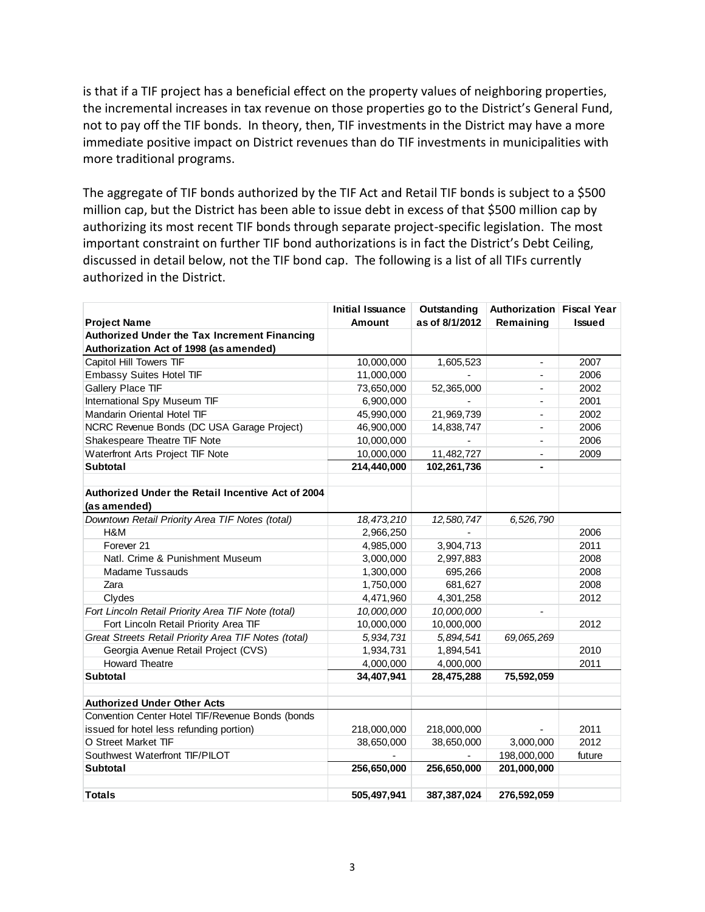is that if a TIF project has a beneficial effect on the property values of neighboring properties, the incremental increases in tax revenue on those properties go to the District's General Fund, not to pay off the TIF bonds. In theory, then, TIF investments in the District may have a more immediate positive impact on District revenues than do TIF investments in municipalities with more traditional programs.

The aggregate of TIF bonds authorized by the TIF Act and Retail TIF bonds is subject to a $500 million cap, but the District has been able to issue debt in excess of that $500 million cap by authorizing its most recent TIF bonds through separate project-specific legislation. The most important constraint on further TIF bond authorizations is in fact the District's Debt Ceiling, discussed in detail below, not the TIF bond cap. The following is a list of all TIFs currently authorized in the District.

| Project Name | Initial Issuance Amount | Outstanding as of 8/1/2012 | Authorization Remaining | Fiscal Year Issued |
|---|---|---|---|---|
| **Authorized Under the Tax Increment Financing Authorization Act of 1998 (as amended)** | | | | |
| Capitol Hill Towers TIF | 10,000,000 | 1,605,523 | - | 2007 |
| Embassy Suites Hotel TIF | 11,000,000 | - | - | 2006 |
| Gallery Place TIF | 73,650,000 | 52,365,000 | - | 2002 |
| International Spy Museum TIF | 6,900,000 | - | - | 2001 |
| Mandarin Oriental Hotel TIF | 45,990,000 | 21,969,739 | - | 2002 |
| NCRC Revenue Bonds (DC USA Garage Project) | 46,900,000 | 14,838,747 | - | 2006 |
| Shakespeare Theatre TIF Note | 10,000,000 | - | - | 2006 |
| Waterfront Arts Project TIF Note | 10,000,000 | 11,482,727 | - | 2009 |
| **Subtotal** | **214,440,000** | **102,261,736** | **-** | |
| | | | | |
| **Authorized Under the Retail Incentive Act of 2004 (as amended)** | | | | |
| *Downtown Retail Priority Area TIF Notes (total)* | *18,473,210* | *12,580,747* | *6,526,790* | |
| H&M | 2,966,250 | - | | 2006 |
| Forever 21 | 4,985,000 | 3,904,713 | | 2011 |
| Natl. Crime & Punishment Museum | 3,000,000 | 2,997,883 | | 2008 |
| Madame Tussauds | 1,300,000 | 695,266 | | 2008 |
| Zara | 1,750,000 | 681,627 | | 2008 |
| Clydes | 4,471,960 | 4,301,258 | | 2012 |
| *Fort Lincoln Retail Priority Area TIF Note (total)* | *10,000,000* | *10,000,000* | - | |
| Fort Lincoln Retail Priority Area TIF | 10,000,000 | 10,000,000 | | 2012 |
| *Great Streets Retail Priority Area TIF Notes (total)* | *5,934,731* | *5,894,541* | *69,065,269* | |
| Georgia Avenue Retail Project (CVS) | 1,934,731 | 1,894,541 | | 2010 |
| Howard Theatre | 4,000,000 | 4,000,000 | | 2011 |
| **Subtotal** | **34,407,941** | **28,475,288** | **75,592,059** | |
| | | | | |
| **Authorized Under Other Acts** | | | | |
| Convention Center Hotel TIF/Revenue Bonds (bonds issued for hotel less refunding portion) | 218,000,000 | 218,000,000 | - | 2011 |
| O Street Market TIF | 38,650,000 | 38,650,000 | 3,000,000 | 2012 |
| Southwest Waterfront TIF/PILOT | - | - | 198,000,000 | future |
| **Subtotal** | **256,650,000** | **256,650,000** | **201,000,000** | |
| | | | | |
| **Totals** | **505,497,941** | **387,387,024** | **276,592,059** | |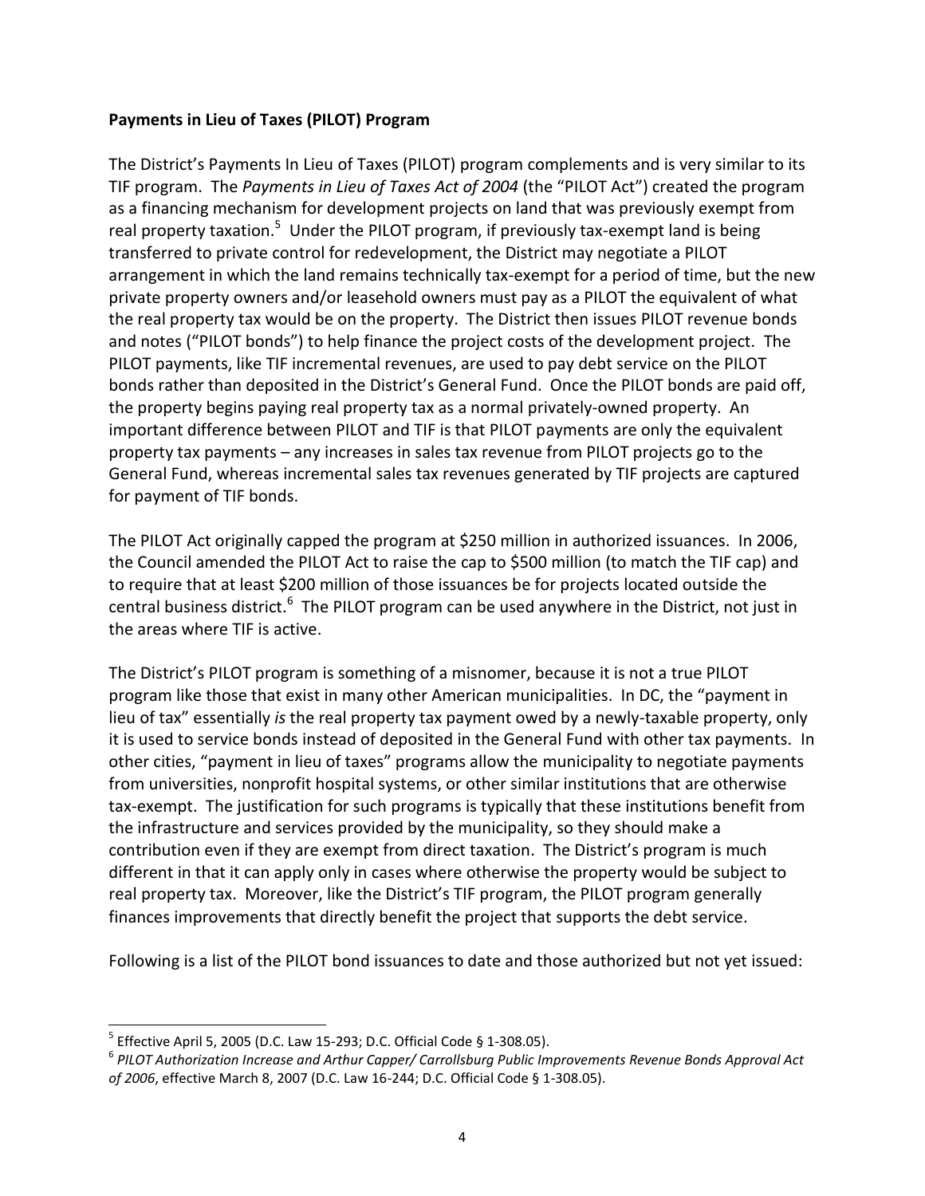**Payments in Lieu of Taxes (PILOT) Program**

The District's Payments In Lieu of Taxes (PILOT) program complements and is very similar to its TIF program. The *Payments in Lieu of Taxes Act of 2004* (the "PILOT Act") created the program as a financing mechanism for development projects on land that was previously exempt from real property taxation.[5] Under the PILOT program, if previously tax-exempt land is being transferred to private control for redevelopment, the District may negotiate a PILOT arrangement in which the land remains technically tax-exempt for a period of time, but the new private property owners and/or leasehold owners must pay as a PILOT the equivalent of what the real property tax would be on the property. The District then issues PILOT revenue bonds and notes ("PILOT bonds") to help finance the project costs of the development project. The PILOT payments, like TIF incremental revenues, are used to pay debt service on the PILOT bonds rather than deposited in the District's General Fund. Once the PILOT bonds are paid off, the property begins paying real property tax as a normal privately-owned property. An important difference between PILOT and TIF is that PILOT payments are only the equivalent property tax payments – any increases in sales tax revenue from PILOT projects go to the General Fund, whereas incremental sales tax revenues generated by TIF projects are captured for payment of TIF bonds.

The PILOT Act originally capped the program at $250 million in authorized issuances. In 2006, the Council amended the PILOT Act to raise the cap to $500 million (to match the TIF cap) and to require that at least $200 million of those issuances be for projects located outside the central business district.[6] The PILOT program can be used anywhere in the District, not just in the areas where TIF is active.

The District's PILOT program is something of a misnomer, because it is not a true PILOT program like those that exist in many other American municipalities. In DC, the "payment in lieu of tax" essentially *is* the real property tax payment owed by a newly-taxable property, only it is used to service bonds instead of deposited in the General Fund with other tax payments. In other cities, "payment in lieu of taxes" programs allow the municipality to negotiate payments from universities, nonprofit hospital systems, or other similar institutions that are otherwise tax-exempt. The justification for such programs is typically that these institutions benefit from the infrastructure and services provided by the municipality, so they should make a contribution even if they are exempt from direct taxation. The District's program is much different in that it can apply only in cases where otherwise the property would be subject to real property tax. Moreover, like the District's TIF program, the PILOT program generally finances improvements that directly benefit the project that supports the debt service.

Following is a list of the PILOT bond issuances to date and those authorized but not yet issued:

---

[5] Effective April 5, 2005 (D.C. Law 15-293; D.C. Official Code § 1-308.05).

[6] *PILOT Authorization Increase and Arthur Capper/ Carrollsburg Public Improvements Revenue Bonds Approval Act of 2006*, effective March 8, 2007 (D.C. Law 16-244; D.C. Official Code § 1-308.05).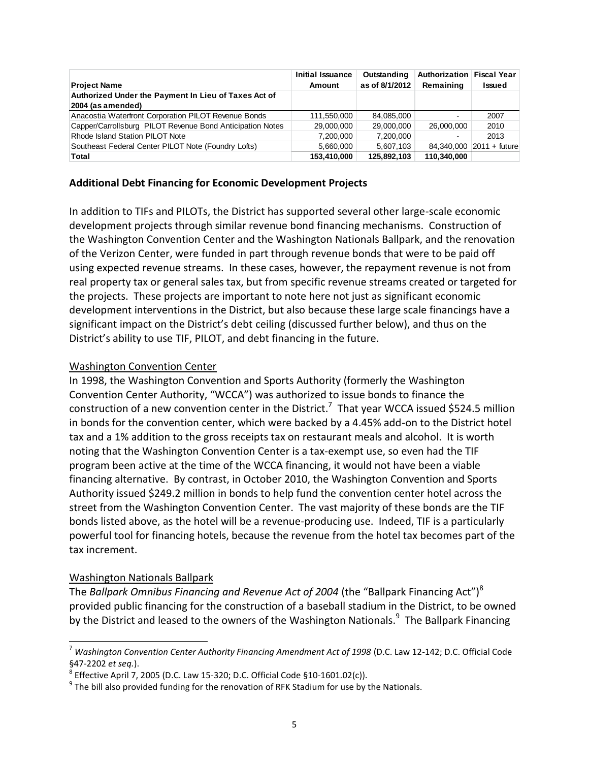| Project Name | Initial Issuance Amount | Outstanding as of 8/1/2012 | Authorization Remaining | Fiscal Year Issued |
|---|---|---|---|---|
| **Authorized Under the Payment In Lieu of Taxes Act of 2004 (as amended)** | | | | |
| Anacostia Waterfront Corporation PILOT Revenue Bonds | 111,550,000 | 84,085,000 | - | 2007 |
| Capper/Carrollsburg PILOT Revenue Bond Anticipation Notes | 29,000,000 | 29,000,000 | 26,000,000 | 2010 |
| Rhode Island Station PILOT Note | 7,200,000 | 7,200,000 | - | 2013 |
| Southeast Federal Center PILOT Note (Foundry Lofts) | 5,660,000 | 5,607,103 | 84,340,000 | 2011 + future |
| **Total** | **153,410,000** | **125,892,103** | **110,340,000** | |

## Additional Debt Financing for Economic Development Projects

In addition to TIFs and PILOTs, the District has supported several other large-scale economic development projects through similar revenue bond financing mechanisms. Construction of the Washington Convention Center and the Washington Nationals Ballpark, and the renovation of the Verizon Center, were funded in part through revenue bonds that were to be paid off using expected revenue streams. In these cases, however, the repayment revenue is not from real property tax or general sales tax, but from specific revenue streams created or targeted for the projects. These projects are important to note here not just as significant economic development interventions in the District, but also because these large scale financings have a significant impact on the District's debt ceiling (discussed further below), and thus on the District's ability to use TIF, PILOT, and debt financing in the future.

### Washington Convention Center

In 1998, the Washington Convention and Sports Authority (formerly the Washington Convention Center Authority, "WCCA") was authorized to issue bonds to finance the construction of a new convention center in the District.[7] That year WCCA issued $524.5 million in bonds for the convention center, which were backed by a 4.45% add-on to the District hotel tax and a 1% addition to the gross receipts tax on restaurant meals and alcohol. It is worth noting that the Washington Convention Center is a tax-exempt use, so even had the TIF program been active at the time of the WCCA financing, it would not have been a viable financing alternative. By contrast, in October 2010, the Washington Convention and Sports Authority issued $249.2 million in bonds to help fund the convention center hotel across the street from the Washington Convention Center. The vast majority of these bonds are the TIF bonds listed above, as the hotel will be a revenue-producing use. Indeed, TIF is a particularly powerful tool for financing hotels, because the revenue from the hotel tax becomes part of the tax increment.

### Washington Nationals Ballpark

The *Ballpark Omnibus Financing and Revenue Act of 2004* (the "Ballpark Financing Act")[8] provided public financing for the construction of a baseball stadium in the District, to be owned by the District and leased to the owners of the Washington Nationals.[9] The Ballpark Financing

---

[7] *Washington Convention Center Authority Financing Amendment Act of 1998* (D.C. Law 12-142; D.C. Official Code §47-2202 *et seq.*).

[8] Effective April 7, 2005 (D.C. Law 15-320; D.C. Official Code §10-1601.02(c)).

[9] The bill also provided funding for the renovation of RFK Stadium for use by the Nationals.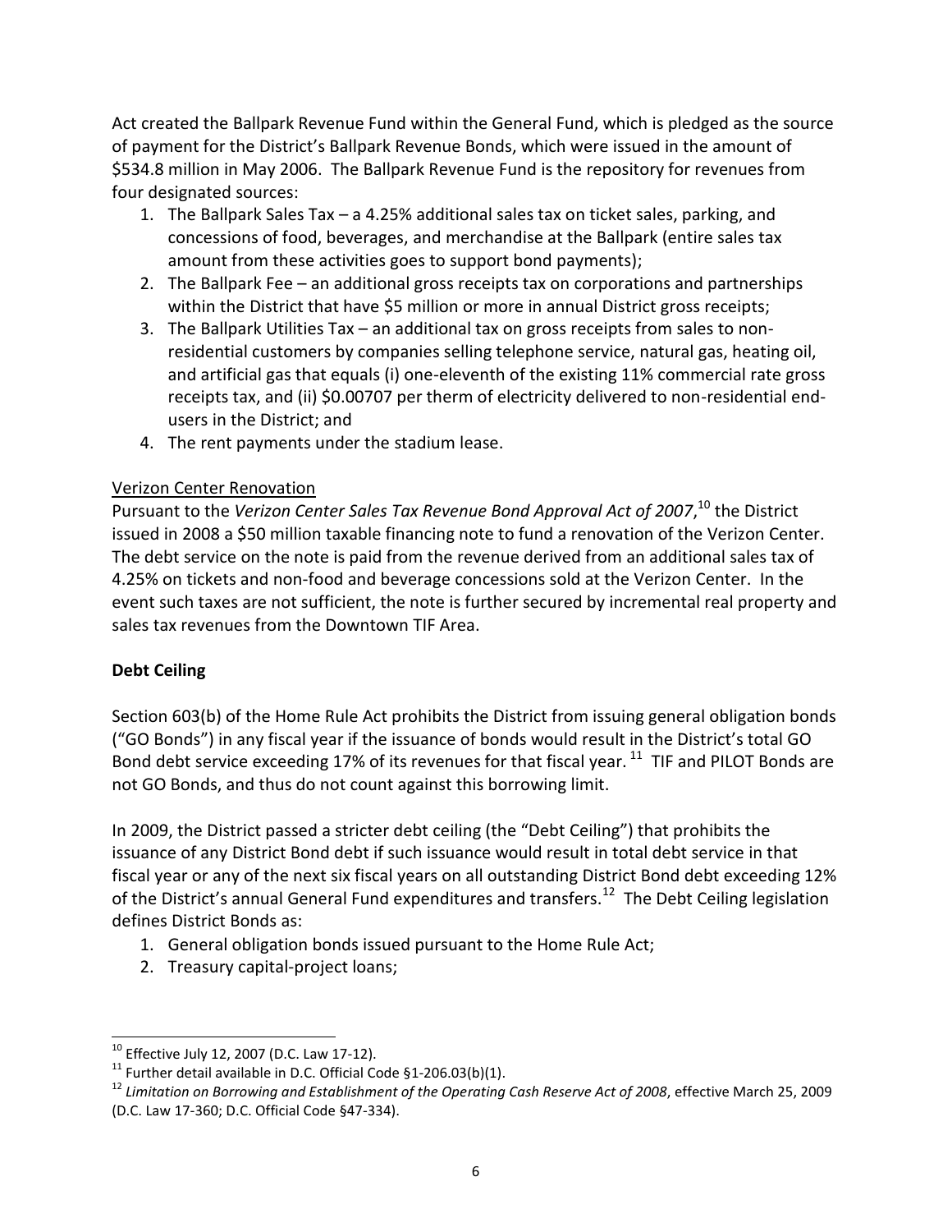Act created the Ballpark Revenue Fund within the General Fund, which is pledged as the source of payment for the District's Ballpark Revenue Bonds, which were issued in the amount of $534.8 million in May 2006. The Ballpark Revenue Fund is the repository for revenues from four designated sources:

1. The Ballpark Sales Tax – a 4.25% additional sales tax on ticket sales, parking, and concessions of food, beverages, and merchandise at the Ballpark (entire sales tax amount from these activities goes to support bond payments);
2. The Ballpark Fee – an additional gross receipts tax on corporations and partnerships within the District that have $5 million or more in annual District gross receipts;
3. The Ballpark Utilities Tax – an additional tax on gross receipts from sales to non-residential customers by companies selling telephone service, natural gas, heating oil, and artificial gas that equals (i) one-eleventh of the existing 11% commercial rate gross receipts tax, and (ii) $0.00707 per therm of electricity delivered to non-residential end-users in the District; and
4. The rent payments under the stadium lease.

<u>Verizon Center Renovation</u>

Pursuant to the *Verizon Center Sales Tax Revenue Bond Approval Act of 2007*,[10] the District issued in 2008 a $50 million taxable financing note to fund a renovation of the Verizon Center. The debt service on the note is paid from the revenue derived from an additional sales tax of 4.25% on tickets and non-food and beverage concessions sold at the Verizon Center. In the event such taxes are not sufficient, the note is further secured by incremental real property and sales tax revenues from the Downtown TIF Area.

**Debt Ceiling**

Section 603(b) of the Home Rule Act prohibits the District from issuing general obligation bonds ("GO Bonds") in any fiscal year if the issuance of bonds would result in the District's total GO Bond debt service exceeding 17% of its revenues for that fiscal year.[11] TIF and PILOT Bonds are not GO Bonds, and thus do not count against this borrowing limit.

In 2009, the District passed a stricter debt ceiling (the "Debt Ceiling") that prohibits the issuance of any District Bond debt if such issuance would result in total debt service in that fiscal year or any of the next six fiscal years on all outstanding District Bond debt exceeding 12% of the District's annual General Fund expenditures and transfers.[12] The Debt Ceiling legislation defines District Bonds as:

1. General obligation bonds issued pursuant to the Home Rule Act;
2. Treasury capital-project loans;

---

[10] Effective July 12, 2007 (D.C. Law 17-12).

[11] Further detail available in D.C. Official Code §1-206.03(b)(1).

[12] *Limitation on Borrowing and Establishment of the Operating Cash Reserve Act of 2008*, effective March 25, 2009 (D.C. Law 17-360; D.C. Official Code §47-334).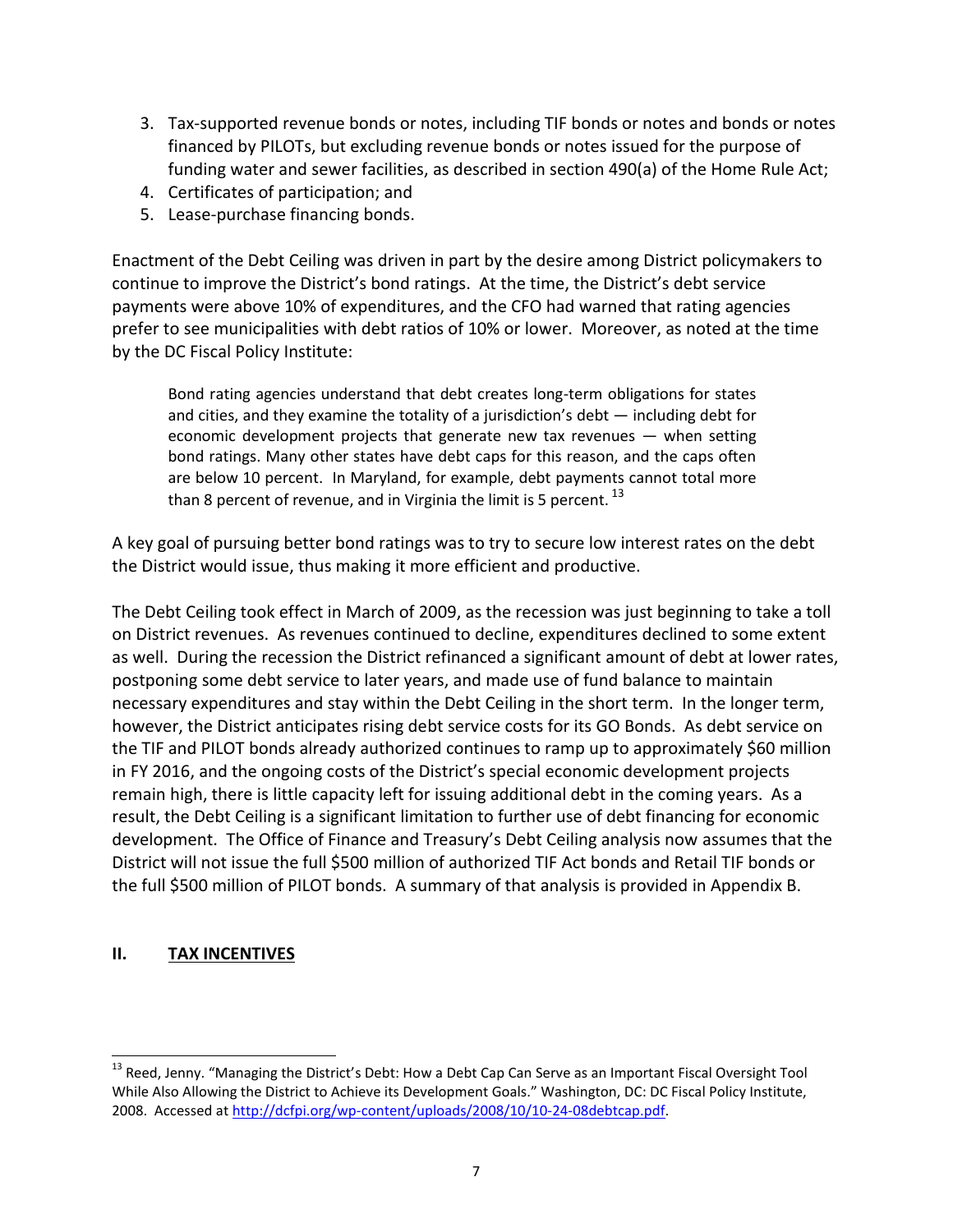3. Tax-supported revenue bonds or notes, including TIF bonds or notes and bonds or notes financed by PILOTs, but excluding revenue bonds or notes issued for the purpose of funding water and sewer facilities, as described in section 490(a) of the Home Rule Act;
4. Certificates of participation; and
5. Lease-purchase financing bonds.

Enactment of the Debt Ceiling was driven in part by the desire among District policymakers to continue to improve the District's bond ratings. At the time, the District's debt service payments were above 10% of expenditures, and the CFO had warned that rating agencies prefer to see municipalities with debt ratios of 10% or lower. Moreover, as noted at the time by the DC Fiscal Policy Institute:

> Bond rating agencies understand that debt creates long-term obligations for states and cities, and they examine the totality of a jurisdiction's debt — including debt for economic development projects that generate new tax revenues — when setting bond ratings. Many other states have debt caps for this reason, and the caps often are below 10 percent. In Maryland, for example, debt payments cannot total more than 8 percent of revenue, and in Virginia the limit is 5 percent. [13]

A key goal of pursuing better bond ratings was to try to secure low interest rates on the debt the District would issue, thus making it more efficient and productive.

The Debt Ceiling took effect in March of 2009, as the recession was just beginning to take a toll on District revenues. As revenues continued to decline, expenditures declined to some extent as well. During the recession the District refinanced a significant amount of debt at lower rates, postponing some debt service to later years, and made use of fund balance to maintain necessary expenditures and stay within the Debt Ceiling in the short term. In the longer term, however, the District anticipates rising debt service costs for its GO Bonds. As debt service on the TIF and PILOT bonds already authorized continues to ramp up to approximately $60 million in FY 2016, and the ongoing costs of the District's special economic development projects remain high, there is little capacity left for issuing additional debt in the coming years. As a result, the Debt Ceiling is a significant limitation to further use of debt financing for economic development. The Office of Finance and Treasury's Debt Ceiling analysis now assumes that the District will not issue the full $500 million of authorized TIF Act bonds and Retail TIF bonds or the full $500 million of PILOT bonds. A summary of that analysis is provided in Appendix B.

## II. TAX INCENTIVES

---

[13] Reed, Jenny. "Managing the District's Debt: How a Debt Cap Can Serve as an Important Fiscal Oversight Tool While Also Allowing the District to Achieve its Development Goals." Washington, DC: DC Fiscal Policy Institute, 2008. Accessed at http://dcfpi.org/wp-content/uploads/2008/10/10-24-08debtcap.pdf.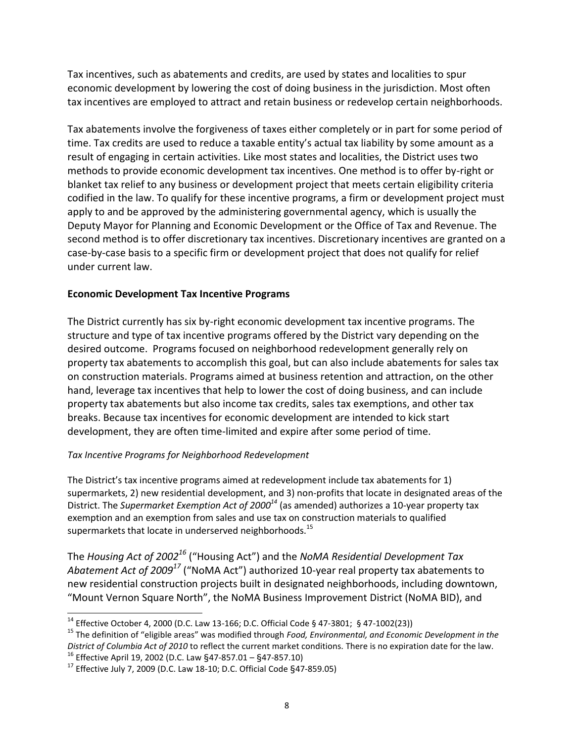Tax incentives, such as abatements and credits, are used by states and localities to spur economic development by lowering the cost of doing business in the jurisdiction. Most often tax incentives are employed to attract and retain business or redevelop certain neighborhoods.

Tax abatements involve the forgiveness of taxes either completely or in part for some period of time. Tax credits are used to reduce a taxable entity's actual tax liability by some amount as a result of engaging in certain activities. Like most states and localities, the District uses two methods to provide economic development tax incentives. One method is to offer by-right or blanket tax relief to any business or development project that meets certain eligibility criteria codified in the law. To qualify for these incentive programs, a firm or development project must apply to and be approved by the administering governmental agency, which is usually the Deputy Mayor for Planning and Economic Development or the Office of Tax and Revenue. The second method is to offer discretionary tax incentives. Discretionary incentives are granted on a case-by-case basis to a specific firm or development project that does not qualify for relief under current law.

## Economic Development Tax Incentive Programs

The District currently has six by-right economic development tax incentive programs. The structure and type of tax incentive programs offered by the District vary depending on the desired outcome. Programs focused on neighborhood redevelopment generally rely on property tax abatements to accomplish this goal, but can also include abatements for sales tax on construction materials. Programs aimed at business retention and attraction, on the other hand, leverage tax incentives that help to lower the cost of doing business, and can include property tax abatements but also income tax credits, sales tax exemptions, and other tax breaks. Because tax incentives for economic development are intended to kick start development, they are often time-limited and expire after some period of time.

### *Tax Incentive Programs for Neighborhood Redevelopment*

The District's tax incentive programs aimed at redevelopment include tax abatements for 1) supermarkets, 2) new residential development, and 3) non-profits that locate in designated areas of the District. The *Supermarket Exemption Act of 2000*[14] (as amended) authorizes a 10-year property tax exemption and an exemption from sales and use tax on construction materials to qualified supermarkets that locate in underserved neighborhoods.[15]

The *Housing Act of 2002*[16] ("Housing Act") and the *NoMA Residential Development Tax Abatement Act of 2009*[17] ("NoMA Act") authorized 10-year real property tax abatements to new residential construction projects built in designated neighborhoods, including downtown, "Mount Vernon Square North", the NoMA Business Improvement District (NoMA BID), and

---

[14] Effective October 4, 2000 (D.C. Law 13-166; D.C. Official Code § 47-3801; § 47-1002(23))

[15] The definition of "eligible areas" was modified through *Food, Environmental, and Economic Development in the District of Columbia Act of 2010* to reflect the current market conditions. There is no expiration date for the law.

[16] Effective April 19, 2002 (D.C. Law §47-857.01 – §47-857.10)

[17] Effective July 7, 2009 (D.C. Law 18-10; D.C. Official Code §47-859.05)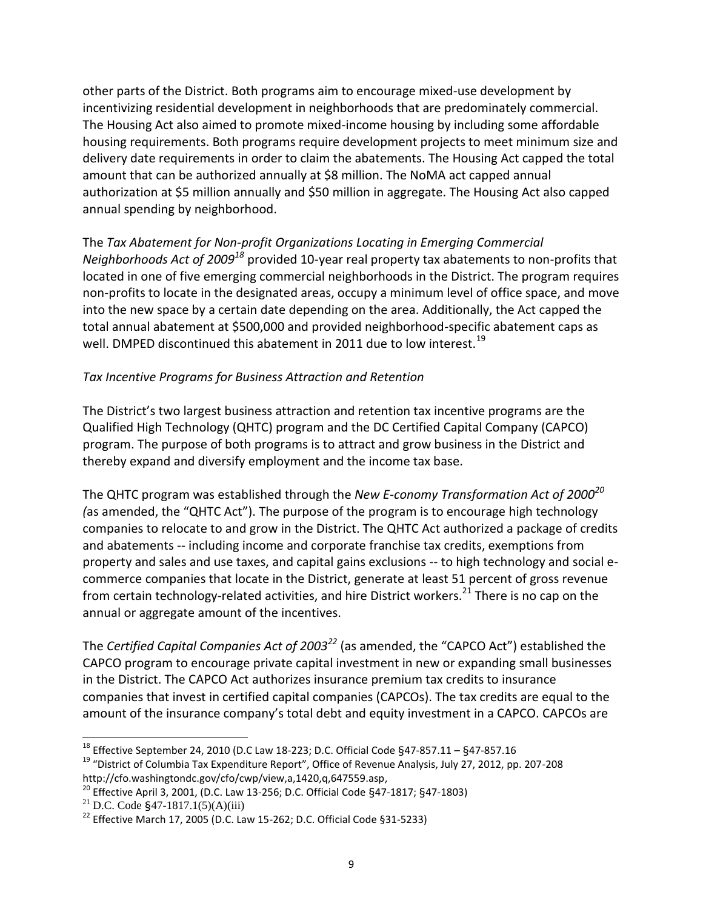other parts of the District. Both programs aim to encourage mixed-use development by incentivizing residential development in neighborhoods that are predominately commercial. The Housing Act also aimed to promote mixed-income housing by including some affordable housing requirements. Both programs require development projects to meet minimum size and delivery date requirements in order to claim the abatements. The Housing Act capped the total amount that can be authorized annually at $8 million. The NoMA act capped annual authorization at $5 million annually and $50 million in aggregate. The Housing Act also capped annual spending by neighborhood.

The *Tax Abatement for Non-profit Organizations Locating in Emerging Commercial Neighborhoods Act of 2009*[18] provided 10-year real property tax abatements to non-profits that located in one of five emerging commercial neighborhoods in the District. The program requires non-profits to locate in the designated areas, occupy a minimum level of office space, and move into the new space by a certain date depending on the area. Additionally, the Act capped the total annual abatement at $500,000 and provided neighborhood-specific abatement caps as well. DMPED discontinued this abatement in 2011 due to low interest.[19]

*Tax Incentive Programs for Business Attraction and Retention*

The District's two largest business attraction and retention tax incentive programs are the Qualified High Technology (QHTC) program and the DC Certified Capital Company (CAPCO) program. The purpose of both programs is to attract and grow business in the District and thereby expand and diversify employment and the income tax base.

The QHTC program was established through the *New E-conomy Transformation Act of 2000*[20] *(*as amended, the "QHTC Act"). The purpose of the program is to encourage high technology companies to relocate to and grow in the District. The QHTC Act authorized a package of credits and abatements -- including income and corporate franchise tax credits, exemptions from property and sales and use taxes, and capital gains exclusions -- to high technology and social e-commerce companies that locate in the District, generate at least 51 percent of gross revenue from certain technology-related activities, and hire District workers.[21] There is no cap on the annual or aggregate amount of the incentives.

The *Certified Capital Companies Act of 2003*[22] (as amended, the "CAPCO Act") established the CAPCO program to encourage private capital investment in new or expanding small businesses in the District. The CAPCO Act authorizes insurance premium tax credits to insurance companies that invest in certified capital companies (CAPCOs). The tax credits are equal to the amount of the insurance company's total debt and equity investment in a CAPCO. CAPCOs are

---

[18] Effective September 24, 2010 (D.C Law 18-223; D.C. Official Code §47-857.11 – §47-857.16

[19] "District of Columbia Tax Expenditure Report", Office of Revenue Analysis, July 27, 2012, pp. 207-208 http://cfo.washingtondc.gov/cfo/cwp/view,a,1420,q,647559.asp,

[20] Effective April 3, 2001, (D.C. Law 13-256; D.C. Official Code §47-1817; §47-1803)

[21] D.C. Code §47-1817.1(5)(A)(iii)

[22] Effective March 17, 2005 (D.C. Law 15-262; D.C. Official Code §31-5233)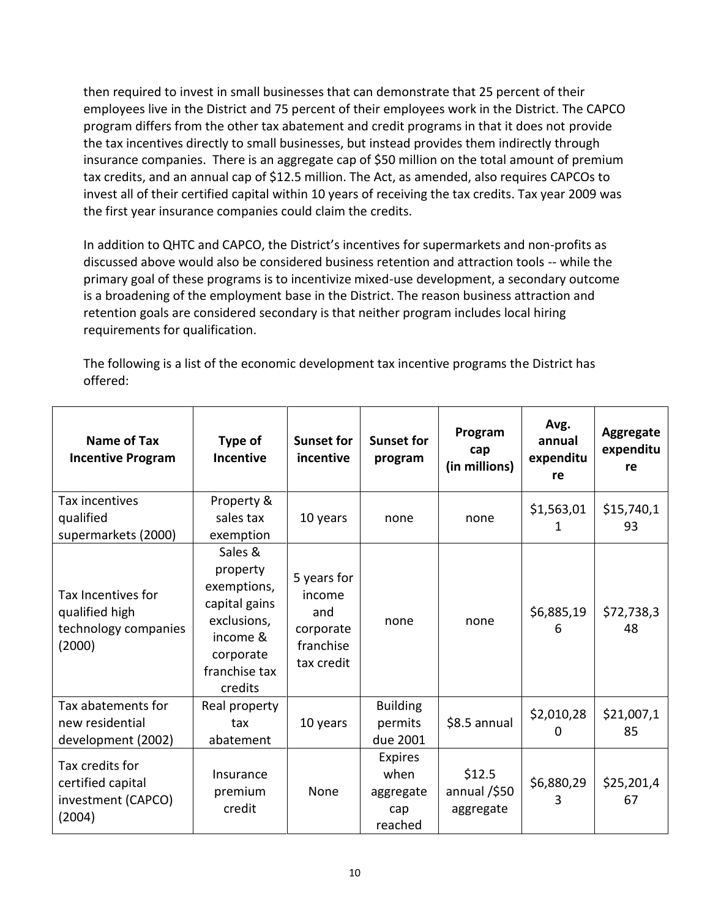then required to invest in small businesses that can demonstrate that 25 percent of their employees live in the District and 75 percent of their employees work in the District. The CAPCO program differs from the other tax abatement and credit programs in that it does not provide the tax incentives directly to small businesses, but instead provides them indirectly through insurance companies. There is an aggregate cap of $50 million on the total amount of premium tax credits, and an annual cap of $12.5 million. The Act, as amended, also requires CAPCOs to invest all of their certified capital within 10 years of receiving the tax credits. Tax year 2009 was the first year insurance companies could claim the credits.

In addition to QHTC and CAPCO, the District's incentives for supermarkets and non-profits as discussed above would also be considered business retention and attraction tools -- while the primary goal of these programs is to incentivize mixed-use development, a secondary outcome is a broadening of the employment base in the District. The reason business attraction and retention goals are considered secondary is that neither program includes local hiring requirements for qualification.

The following is a list of the economic development tax incentive programs the District has offered:

| Name of Tax Incentive Program | Type of Incentive | Sunset for incentive | Sunset for program | Program cap (in millions) | Avg. annual expenditure | Aggregate expenditure |
|---|---|---|---|---|---|---|
| Tax incentives qualified supermarkets (2000) | Property & sales tax exemption | 10 years | none | none | $1,563,011 | $15,740,193 |
| Tax Incentives for qualified high technology companies (2000) | Sales & property exemptions, capital gains exclusions, income & corporate franchise tax credits | 5 years for income and corporate franchise tax credit | none | none | $6,885,196 | $72,738,348 |
| Tax abatements for new residential development (2002) | Real property tax abatement | 10 years | Building permits due 2001 | $8.5 annual | $2,010,280 | $21,007,185 |
| Tax credits for certified capital investment (CAPCO) (2004) | Insurance premium credit | None | Expires when aggregate cap reached | $12.5 annual /$50 aggregate | $6,880,293 | $25,201,467 |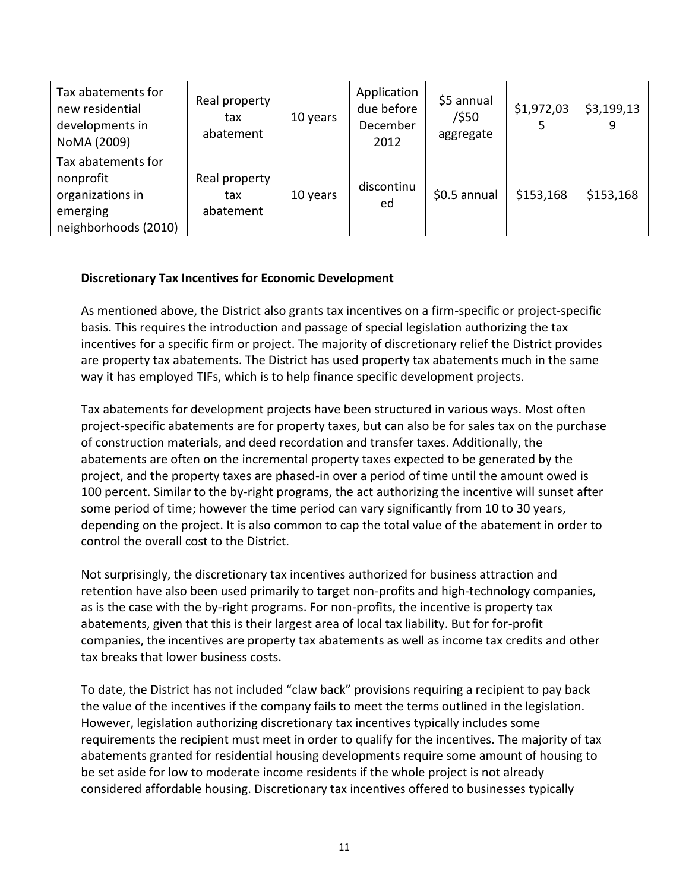| Tax abatements for new residential developments in NoMA (2009) | Real property tax abatement | 10 years | Application due before December 2012 | \$5 annual /\$50 aggregate | \$1,972,035 | \$3,199,139 |
|---|---|---|---|---|---|---|
| Tax abatements for nonprofit organizations in emerging neighborhoods (2010) | Real property tax abatement | 10 years | discontinued | \$0.5 annual | \$153,168 | \$153,168 |

**Discretionary Tax Incentives for Economic Development**

As mentioned above, the District also grants tax incentives on a firm-specific or project-specific basis. This requires the introduction and passage of special legislation authorizing the tax incentives for a specific firm or project. The majority of discretionary relief the District provides are property tax abatements. The District has used property tax abatements much in the same way it has employed TIFs, which is to help finance specific development projects.

Tax abatements for development projects have been structured in various ways. Most often project-specific abatements are for property taxes, but can also be for sales tax on the purchase of construction materials, and deed recordation and transfer taxes. Additionally, the abatements are often on the incremental property taxes expected to be generated by the project, and the property taxes are phased-in over a period of time until the amount owed is 100 percent. Similar to the by-right programs, the act authorizing the incentive will sunset after some period of time; however the time period can vary significantly from 10 to 30 years, depending on the project. It is also common to cap the total value of the abatement in order to control the overall cost to the District.

Not surprisingly, the discretionary tax incentives authorized for business attraction and retention have also been used primarily to target non-profits and high-technology companies, as is the case with the by-right programs. For non-profits, the incentive is property tax abatements, given that this is their largest area of local tax liability. But for for-profit companies, the incentives are property tax abatements as well as income tax credits and other tax breaks that lower business costs.

To date, the District has not included "claw back" provisions requiring a recipient to pay back the value of the incentives if the company fails to meet the terms outlined in the legislation. However, legislation authorizing discretionary tax incentives typically includes some requirements the recipient must meet in order to qualify for the incentives. The majority of tax abatements granted for residential housing developments require some amount of housing to be set aside for low to moderate income residents if the whole project is not already considered affordable housing. Discretionary tax incentives offered to businesses typically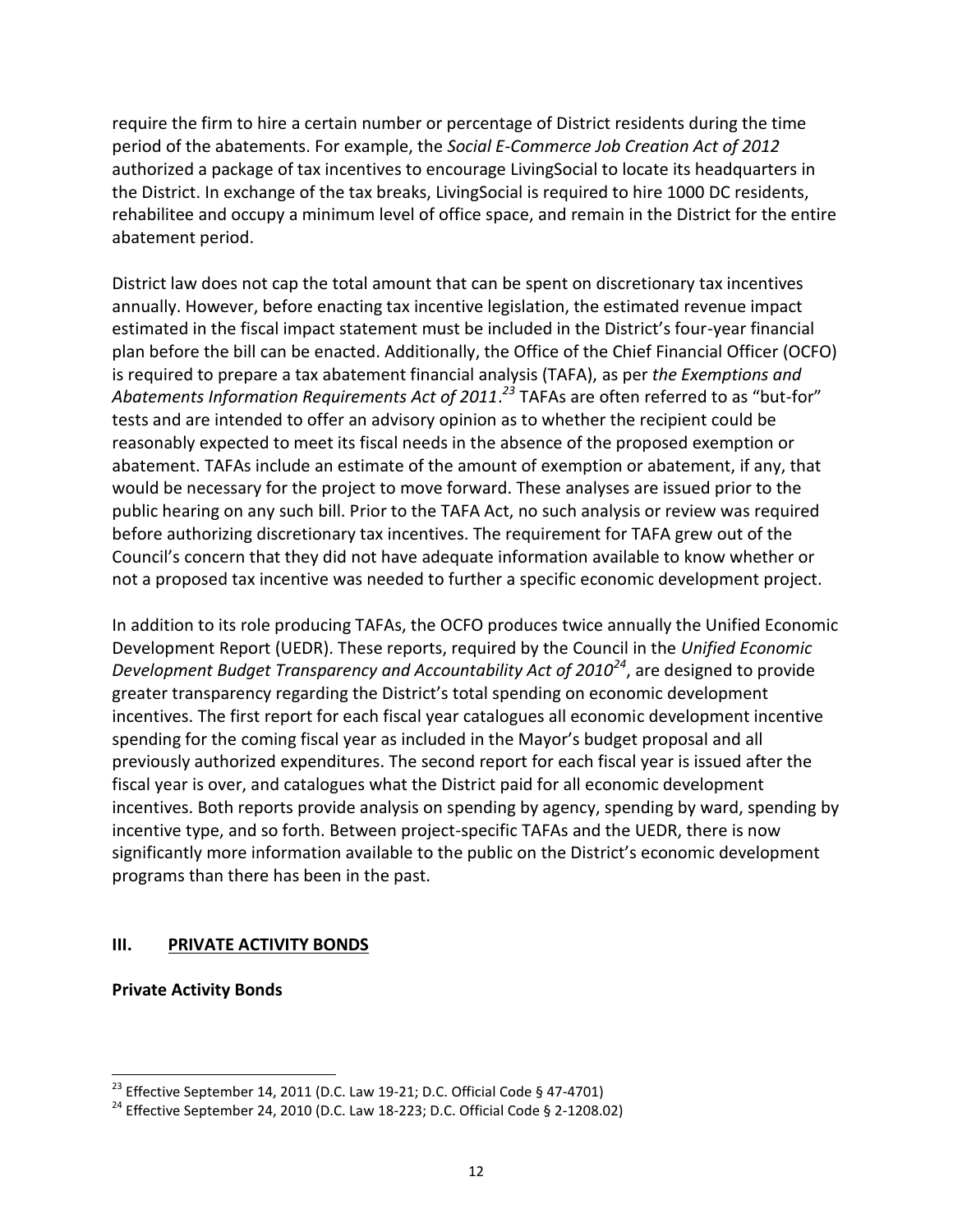require the firm to hire a certain number or percentage of District residents during the time period of the abatements. For example, the *Social E-Commerce Job Creation Act of 2012* authorized a package of tax incentives to encourage LivingSocial to locate its headquarters in the District. In exchange of the tax breaks, LivingSocial is required to hire 1000 DC residents, rehabilitee and occupy a minimum level of office space, and remain in the District for the entire abatement period.

District law does not cap the total amount that can be spent on discretionary tax incentives annually. However, before enacting tax incentive legislation, the estimated revenue impact estimated in the fiscal impact statement must be included in the District's four-year financial plan before the bill can be enacted. Additionally, the Office of the Chief Financial Officer (OCFO) is required to prepare a tax abatement financial analysis (TAFA), as per *the Exemptions and Abatements Information Requirements Act of 2011*.[23] TAFAs are often referred to as "but-for" tests and are intended to offer an advisory opinion as to whether the recipient could be reasonably expected to meet its fiscal needs in the absence of the proposed exemption or abatement. TAFAs include an estimate of the amount of exemption or abatement, if any, that would be necessary for the project to move forward. These analyses are issued prior to the public hearing on any such bill. Prior to the TAFA Act, no such analysis or review was required before authorizing discretionary tax incentives. The requirement for TAFA grew out of the Council's concern that they did not have adequate information available to know whether or not a proposed tax incentive was needed to further a specific economic development project.

In addition to its role producing TAFAs, the OCFO produces twice annually the Unified Economic Development Report (UEDR). These reports, required by the Council in the *Unified Economic Development Budget Transparency and Accountability Act of 2010*[24], are designed to provide greater transparency regarding the District's total spending on economic development incentives. The first report for each fiscal year catalogues all economic development incentive spending for the coming fiscal year as included in the Mayor's budget proposal and all previously authorized expenditures. The second report for each fiscal year is issued after the fiscal year is over, and catalogues what the District paid for all economic development incentives. Both reports provide analysis on spending by agency, spending by ward, spending by incentive type, and so forth. Between project-specific TAFAs and the UEDR, there is now significantly more information available to the public on the District's economic development programs than there has been in the past.

## III. PRIVATE ACTIVITY BONDS

**Private Activity Bonds**

---

[23] Effective September 14, 2011 (D.C. Law 19-21; D.C. Official Code § 47-4701)

[24] Effective September 24, 2010 (D.C. Law 18-223; D.C. Official Code § 2-1208.02)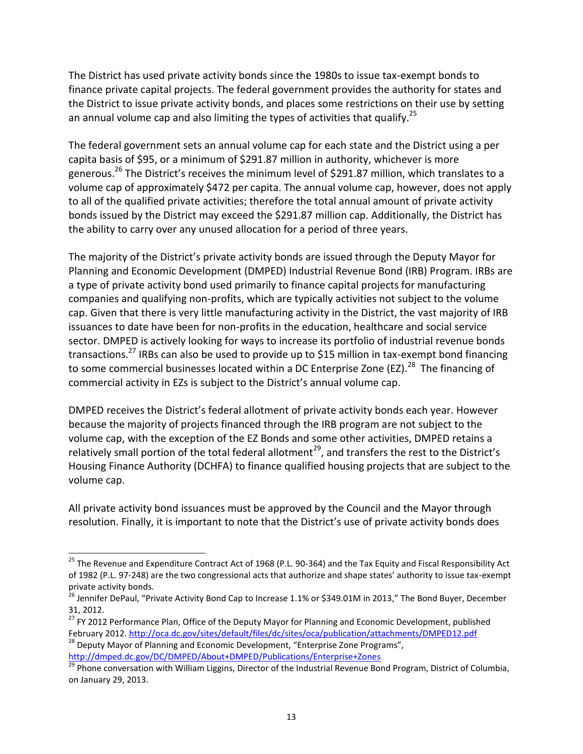The District has used private activity bonds since the 1980s to issue tax-exempt bonds to finance private capital projects. The federal government provides the authority for states and the District to issue private activity bonds, and places some restrictions on their use by setting an annual volume cap and also limiting the types of activities that qualify.[25]

The federal government sets an annual volume cap for each state and the District using a per capita basis of $95, or a minimum of $291.87 million in authority, whichever is more generous.[26] The District's receives the minimum level of $291.87 million, which translates to a volume cap of approximately $472 per capita. The annual volume cap, however, does not apply to all of the qualified private activities; therefore the total annual amount of private activity bonds issued by the District may exceed the $291.87 million cap. Additionally, the District has the ability to carry over any unused allocation for a period of three years.

The majority of the District's private activity bonds are issued through the Deputy Mayor for Planning and Economic Development (DMPED) Industrial Revenue Bond (IRB) Program. IRBs are a type of private activity bond used primarily to finance capital projects for manufacturing companies and qualifying non-profits, which are typically activities not subject to the volume cap. Given that there is very little manufacturing activity in the District, the vast majority of IRB issuances to date have been for non-profits in the education, healthcare and social service sector. DMPED is actively looking for ways to increase its portfolio of industrial revenue bonds transactions.[27] IRBs can also be used to provide up to $15 million in tax-exempt bond financing to some commercial businesses located within a DC Enterprise Zone (EZ).[28] The financing of commercial activity in EZs is subject to the District's annual volume cap.

DMPED receives the District's federal allotment of private activity bonds each year. However because the majority of projects financed through the IRB program are not subject to the volume cap, with the exception of the EZ Bonds and some other activities, DMPED retains a relatively small portion of the total federal allotment[29], and transfers the rest to the District's Housing Finance Authority (DCHFA) to finance qualified housing projects that are subject to the volume cap.

All private activity bond issuances must be approved by the Council and the Mayor through resolution. Finally, it is important to note that the District's use of private activity bonds does

---

[25] The Revenue and Expenditure Contract Act of 1968 (P.L. 90-364) and the Tax Equity and Fiscal Responsibility Act of 1982 (P.L. 97-248) are the two congressional acts that authorize and shape states' authority to issue tax-exempt private activity bonds.

[26] Jennifer DePaul, "Private Activity Bond Cap to Increase 1.1% or $349.01M in 2013," The Bond Buyer, December 31, 2012.

[27] FY 2012 Performance Plan, Office of the Deputy Mayor for Planning and Economic Development, published February 2012. http://oca.dc.gov/sites/default/files/dc/sites/oca/publication/attachments/DMPED12.pdf

[28] Deputy Mayor of Planning and Economic Development, "Enterprise Zone Programs", http://dmped.dc.gov/DC/DMPED/About+DMPED/Publications/Enterprise+Zones

[29] Phone conversation with William Liggins, Director of the Industrial Revenue Bond Program, District of Columbia, on January 29, 2013.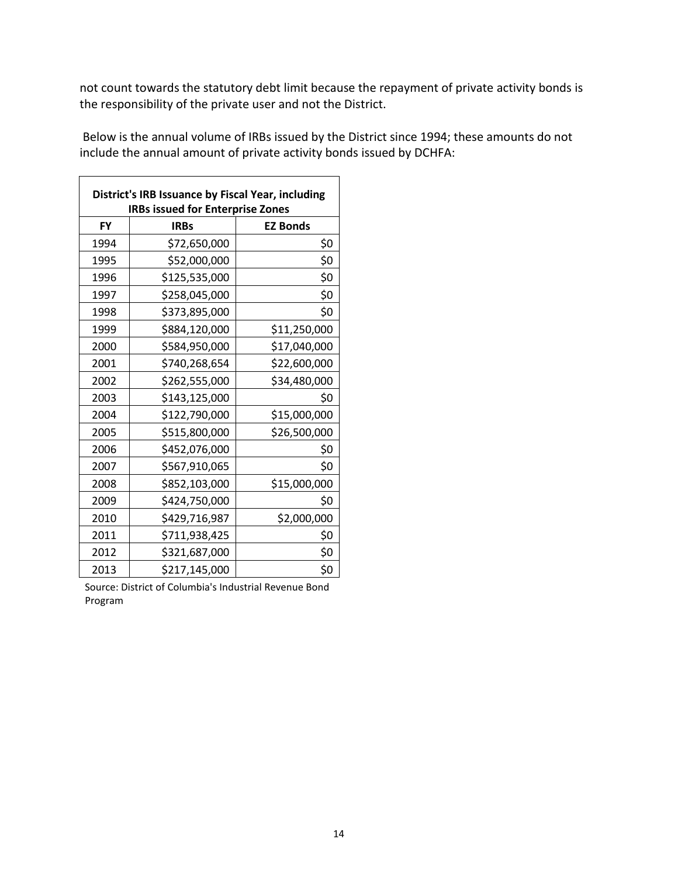not count towards the statutory debt limit because the repayment of private activity bonds is the responsibility of the private user and not the District.

Below is the annual volume of IRBs issued by the District since 1994; these amounts do not include the annual amount of private activity bonds issued by DCHFA:

| **District's IRB Issuance by Fiscal Year, including IRBs issued for Enterprise Zones** | | |
|---|---|---|
| **FY** | **IRBs** | **EZ Bonds** |
| 1994 | $72,650,000 | $0 |
| 1995 | $52,000,000 | $0 |
| 1996 | $125,535,000 | $0 |
| 1997 | $258,045,000 | $0 |
| 1998 | $373,895,000 | $0 |
| 1999 | $884,120,000 | $11,250,000 |
| 2000 | $584,950,000 | $17,040,000 |
| 2001 | $740,268,654 | $22,600,000 |
| 2002 | $262,555,000 | $34,480,000 |
| 2003 | $143,125,000 | $0 |
| 2004 | $122,790,000 | $15,000,000 |
| 2005 | $515,800,000 | $26,500,000 |
| 2006 | $452,076,000 | $0 |
| 2007 | $567,910,065 | $0 |
| 2008 | $852,103,000 | $15,000,000 |
| 2009 | $424,750,000 | $0 |
| 2010 | $429,716,987 | $2,000,000 |
| 2011 | $711,938,425 | $0 |
| 2012 | $321,687,000 | $0 |
| 2013 | $217,145,000 | $0 |

Source: District of Columbia's Industrial Revenue Bond Program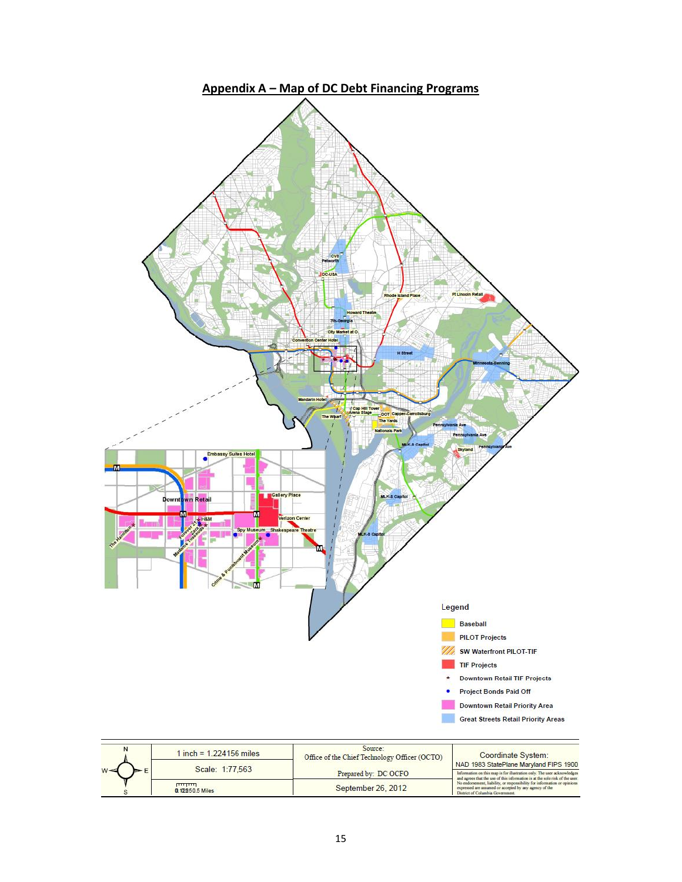## Appendix A – Map of DC Debt Financing Programs

Legend

- Baseball
- PILOT Projects
- SW Waterfront PILOT-TIF
- TIF Projects
- ★ Downtown Retail TIF Projects
- • Project Bonds Paid Off
- Downtown Retail Priority Area
- Great Streets Retail Priority Areas

| N W E S | 1 inch = 1.224156 miles | Source: Office of the Chief Technology Officer (OCTO) | Coordinate System: NAD 1983 StatePlane Maryland FIPS 1900 |
|---|---|---|---|
| | Scale: 1:77,563 | Prepared by: DC OCFO | Information on this map is for illustration only. The user acknowledges and agrees that the use of this information is at the sole risk of the user. No endorsement, liability, or responsibility for information or opinions expressed are assumed or accepted by any agency of the District of Columbia Government. |
| | 0.125 0.5 Miles | September 26, 2012 | |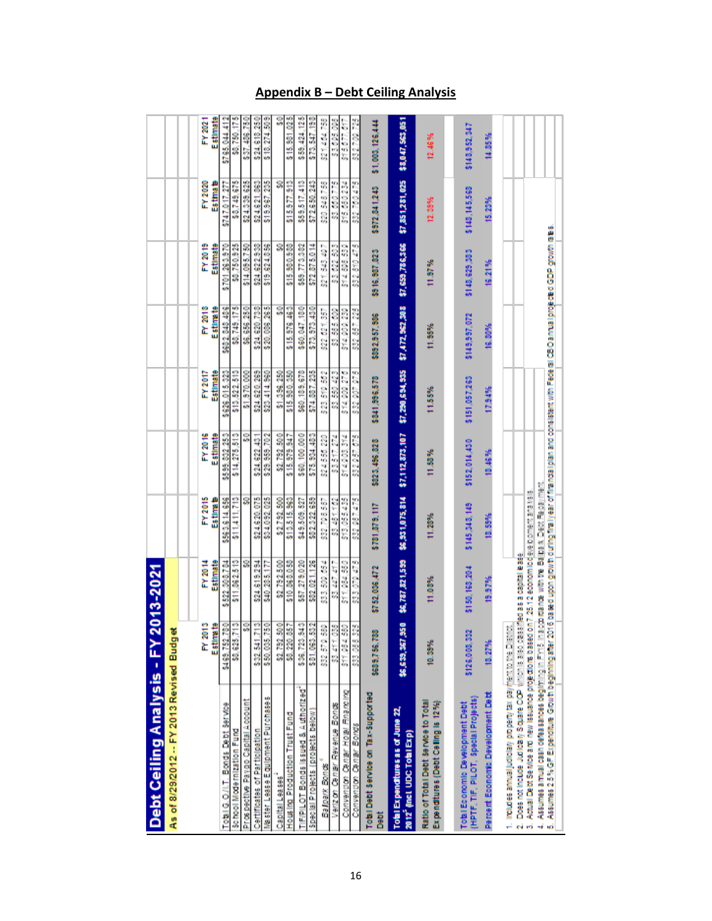## Appendix B – Debt Ceiling Analysis

**Debt Ceiling Analysis - FY 2013-2021**

**As of 8/29/2012 -- FY 2013 Revised Budget**

| | FY 2013 Estimate | FY 2014 Estimate | FY 2015 Estimate | FY 2016 Estimate | FY 2017 Estimate | FY 2018 Estimate | FY 2019 Estimate | FY 2020 Estimate | FY 2021 Estimate |
|---|---|---|---|---|---|---|---|---|---|
| Total G.O./I.T. Bonds Debt Service | $469,752,780 | $522,308,784 | $563,614,586 | $599,832,253 | $626,015,323 | $682,848,486 | $701,293,570 | $747,017,277 | $765,044,412 |
| School Modernization Fund | $8,625,713 | $11,062,513 | $11,411,713 | $14,275,513 | $10,522,513 | $8,749,175 | $8,750,925 | $8,749,675 | $8,750,175 |
| Prospective Paygo Capital Account | $0 | $0 | $0 | $0 | $1,970,000 | $6,656,250 | $14,095,750 | $24,035,625 | $37,486,750 |
| Certificates of Participation | $32,541,713 | $24,619,294 | $24,620,075 | $24,622,431 | $24,620,269 | $24,620,738 | $24,622,938 | $24,621,863 | $24,618,250 |
| Master Lease Equipment Purchases | $50,005,750 | $40,235,177 | $34,082,025 | $26,959,702 | $23,414,960 | $20,086,263 | $19,624,836 | $19,967,235 | $18,274,509 |
| Capital Leases[1] | $2,792,500 | $2,792,500 | $2,792,500 | $2,792,500 | $1,396,250 | $0 | $0 | $0 | $0 |
| Housing Production Trust Fund | $8,220,857 | $10,858,058 | $13,515,563 | $15,979,947 | $15,580,350 | $15,576,463 | $15,580,588 | $15,577,913 | $15,581,025 |
| TIF/PILOT Bonds issued & Authorized[2] | $36,728,843 | $57,279,020 | $49,506,827 | $60,100,000 | $60,186,678 | $60,047,180 | $59,773,382 | $59,517,413 | $59,424,125 |
| Special Projects (projects below) | $81,060,532 | $82,021,126 | $82,322,659 | $75,934,483 | $74,887,235 | $73,573,430 | $72,875,014 | $72,850,243 | $73,547,198 |
| Ballpark Bonds[4] | $32,579,580 | $33,500,554 | $32,798,587 | $24,536,220 | $23,519,562 | $22,421,357 | $21,543,497 | $20,548,758 | $21,454,758 |
| Verizon Center Revenue Bonds | $3,411,293 | $3,447,417 | $3,481,162 | $3,517,274 | $3,550,413 | $3,585,400 | $3,622,503 | $3,652,775 | $3,695,208 |
| Convention Center Hotel Financing | $11,984,560 | $11,994,580 | $13,055,435 | $14,923,514 | $15,209,210 | $14,909,250 | $14,898,539 | $15,650,234 | $15,677,517 |
| Convention Center Bonds | $33,085,325 | $33,079,475 | $32,987,475 | $32,957,475 | $32,607,975 | $32,657,225 | $32,810,475 | $32,750,475 | $32,709,725 |
| Total Debt Service on Tax-Supported Debt | $689,756,788 | $752,006,472 | $781,879,117 | $823,496,828 | $841,996,578 | $892,957,986 | $916,587,823 | $972,341,243 | $1,003,126,444 |
| Total Expenditures as of June 22, 2012[3] (incl UDC Total Exp) | $6,639,357,950 | $6,787,821,599 | $6,931,075,814 | $7,112,873,107 | $7,290,694,935 | $7,472,962,308 | $7,659,786,366 | $7,851,281,025 | $8,047,563,051 |
| Ratio of Total Debt Service to Total Expenditures (Debt Ceiling is 12%) | 10.39% | 11.08% | 11.28% | 11.58% | 11.55% | 11.95% | 11.97% | 12.38% | 12.46% |
| | | | | | | | | | |
| Total Economic Development Debt (HPTF, TIF, PILOT, Special Projects) | $126,008,332 | $150,163,204 | $145,348,149 | $152,014,430 | $151,057,263 | $149,997,072 | $148,229,383 | $148,145,568 | $148,952,347 |
| Percent Economic Development Debt | 18.27% | 19.97% | 18.59% | 18.46% | 17.94% | 16.80% | 16.21% | 15.23% | 14.85% |

1. Includes annual judiciary property tax payment to the District.
2. Does not include Judiciary Square COP which is also classified as a capital lease.
3. Actual Debt Service and new issuance projections based on 7.25.12 economic development analysis.
4. Assumes annual cash defeasances beginning in FY15 in accordance with the Ballpark Debt Repayment.
5. Assumes 2.5% GF Expenditure Growth beginning after 2016 based upon growth during final year of financial plan and consistent with Federal CBO annual projected GDP growth rates.